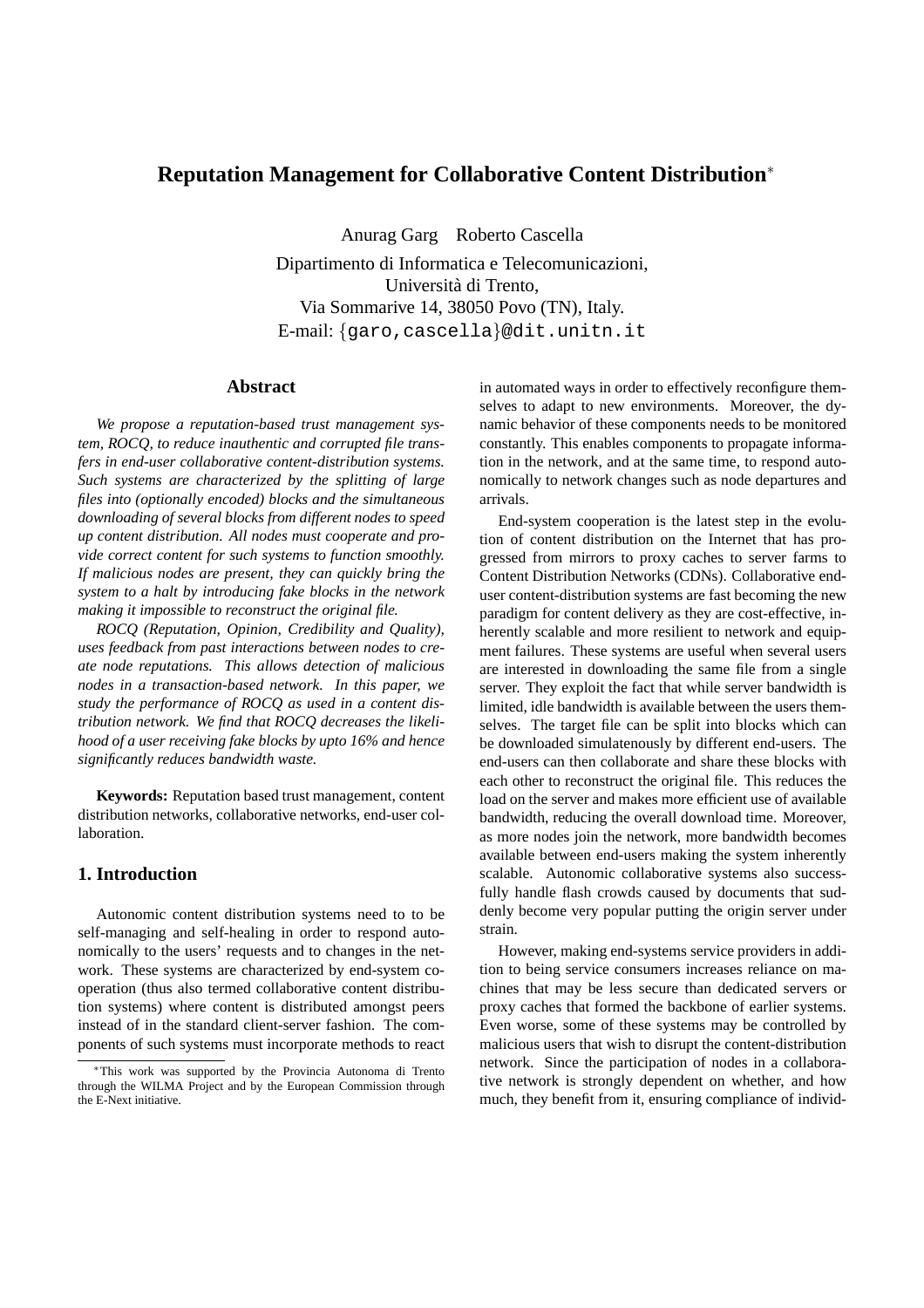# Reputation Management for Collaborative Content Distribution*

Anurag Garg    Roberto Cascella

Dipartimento di Informatica e Telecomunicazioni,
Università di Trento,
Via Sommarive 14, 38050 Povo (TN), Italy.
E-mail: {garo,cascella}@dit.unitn.it

## Abstract

*We propose a reputation-based trust management system, ROCQ, to reduce inauthentic and corrupted file transfers in end-user collaborative content-distribution systems. Such systems are characterized by the splitting of large files into (optionally encoded) blocks and the simultaneous downloading of several blocks from different nodes to speed up content distribution. All nodes must cooperate and provide correct content for such systems to function smoothly. If malicious nodes are present, they can quickly bring the system to a halt by introducing fake blocks in the network making it impossible to reconstruct the original file.*

*ROCQ (Reputation, Opinion, Credibility and Quality), uses feedback from past interactions between nodes to create node reputations. This allows detection of malicious nodes in a transaction-based network. In this paper, we study the performance of ROCQ as used in a content distribution network. We find that ROCQ decreases the likelihood of a user receiving fake blocks by upto 16% and hence significantly reduces bandwidth waste.*

**Keywords:** Reputation based trust management, content distribution networks, collaborative networks, end-user collaboration.

## 1. Introduction

Autonomic content distribution systems need to to be self-managing and self-healing in order to respond autonomically to the users' requests and to changes in the network. These systems are characterized by end-system cooperation (thus also termed collaborative content distribution systems) where content is distributed amongst peers instead of in the standard client-server fashion. The components of such systems must incorporate methods to react in automated ways in order to effectively reconfigure themselves to adapt to new environments. Moreover, the dynamic behavior of these components needs to be monitored constantly. This enables components to propagate information in the network, and at the same time, to respond autonomically to network changes such as node departures and arrivals.

End-system cooperation is the latest step in the evolution of content distribution on the Internet that has progressed from mirrors to proxy caches to server farms to Content Distribution Networks (CDNs). Collaborative end-user content-distribution systems are fast becoming the new paradigm for content delivery as they are cost-effective, inherently scalable and more resilient to network and equipment failures. These systems are useful when several users are interested in downloading the same file from a single server. They exploit the fact that while server bandwidth is limited, idle bandwidth is available between the users themselves. The target file can be split into blocks which can be downloaded simulatenously by different end-users. The end-users can then collaborate and share these blocks with each other to reconstruct the original file. This reduces the load on the server and makes more efficient use of available bandwidth, reducing the overall download time. Moreover, as more nodes join the network, more bandwidth becomes available between end-users making the system inherently scalable. Autonomic collaborative systems also successfully handle flash crowds caused by documents that suddenly become very popular putting the origin server under strain.

However, making end-systems service providers in addition to being service consumers increases reliance on machines that may be less secure than dedicated servers or proxy caches that formed the backbone of earlier systems. Even worse, some of these systems may be controlled by malicious users that wish to disrupt the content-distribution network. Since the participation of nodes in a collaborative network is strongly dependent on whether, and how much, they benefit from it, ensuring compliance of individ-

*This work was supported by the Provincia Autonoma di Trento through the WILMA Project and by the European Commission through the E-Next initiative.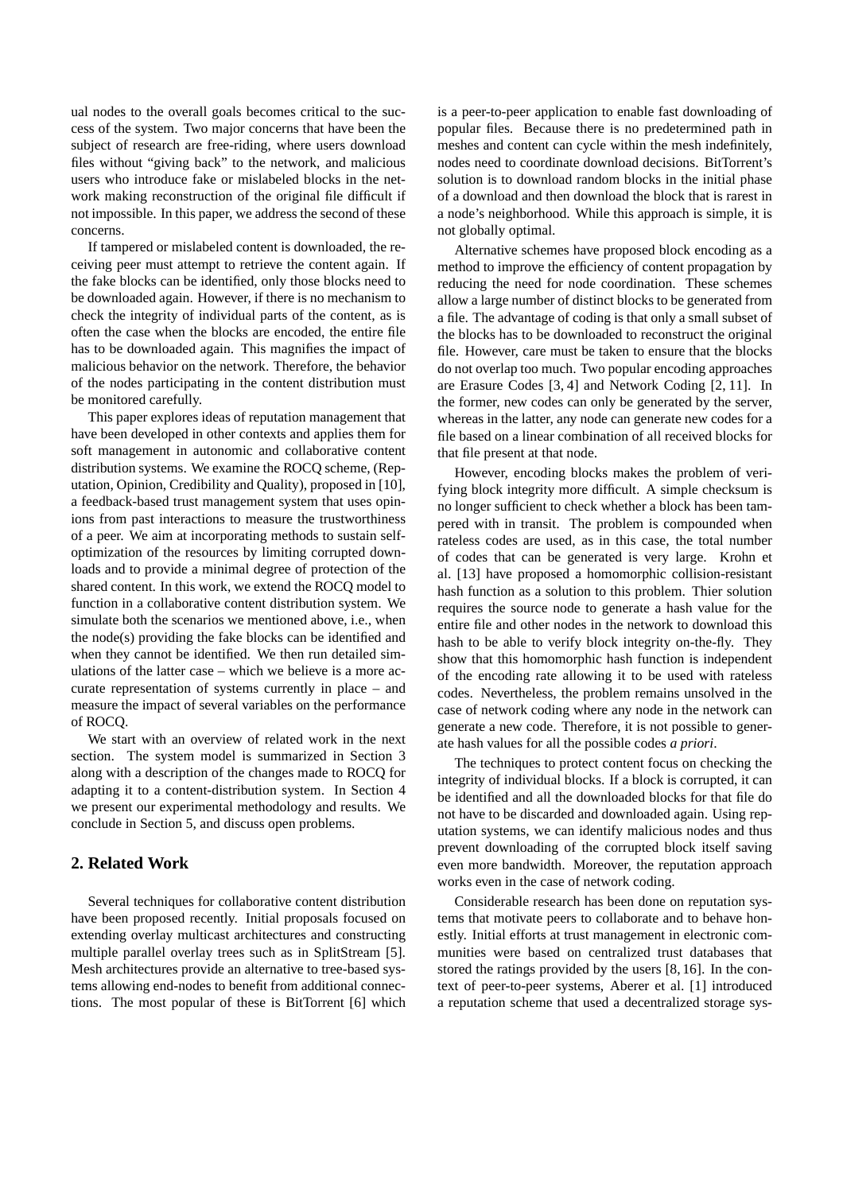ual nodes to the overall goals becomes critical to the success of the system. Two major concerns that have been the subject of research are free-riding, where users download files without "giving back" to the network, and malicious users who introduce fake or mislabeled blocks in the network making reconstruction of the original file difficult if not impossible. In this paper, we address the second of these concerns.

If tampered or mislabeled content is downloaded, the receiving peer must attempt to retrieve the content again. If the fake blocks can be identified, only those blocks need to be downloaded again. However, if there is no mechanism to check the integrity of individual parts of the content, as is often the case when the blocks are encoded, the entire file has to be downloaded again. This magnifies the impact of malicious behavior on the network. Therefore, the behavior of the nodes participating in the content distribution must be monitored carefully.

This paper explores ideas of reputation management that have been developed in other contexts and applies them for soft management in autonomic and collaborative content distribution systems. We examine the ROCQ scheme, (Reputation, Opinion, Credibility and Quality), proposed in [10], a feedback-based trust management system that uses opinions from past interactions to measure the trustworthiness of a peer. We aim at incorporating methods to sustain self-optimization of the resources by limiting corrupted downloads and to provide a minimal degree of protection of the shared content. In this work, we extend the ROCQ model to function in a collaborative content distribution system. We simulate both the scenarios we mentioned above, i.e., when the node(s) providing the fake blocks can be identified and when they cannot be identified. We then run detailed simulations of the latter case – which we believe is a more accurate representation of systems currently in place – and measure the impact of several variables on the performance of ROCQ.

We start with an overview of related work in the next section. The system model is summarized in Section 3 along with a description of the changes made to ROCQ for adapting it to a content-distribution system. In Section 4 we present our experimental methodology and results. We conclude in Section 5, and discuss open problems.

## 2. Related Work

Several techniques for collaborative content distribution have been proposed recently. Initial proposals focused on extending overlay multicast architectures and constructing multiple parallel overlay trees such as in SplitStream [5]. Mesh architectures provide an alternative to tree-based systems allowing end-nodes to benefit from additional connections. The most popular of these is BitTorrent [6] which is a peer-to-peer application to enable fast downloading of popular files. Because there is no predetermined path in meshes and content can cycle within the mesh indefinitely, nodes need to coordinate download decisions. BitTorrent's solution is to download random blocks in the initial phase of a download and then download the block that is rarest in a node's neighborhood. While this approach is simple, it is not globally optimal.

Alternative schemes have proposed block encoding as a method to improve the efficiency of content propagation by reducing the need for node coordination. These schemes allow a large number of distinct blocks to be generated from a file. The advantage of coding is that only a small subset of the blocks has to be downloaded to reconstruct the original file. However, care must be taken to ensure that the blocks do not overlap too much. Two popular encoding approaches are Erasure Codes [3, 4] and Network Coding [2, 11]. In the former, new codes can only be generated by the server, whereas in the latter, any node can generate new codes for a file based on a linear combination of all received blocks for that file present at that node.

However, encoding blocks makes the problem of verifying block integrity more difficult. A simple checksum is no longer sufficient to check whether a block has been tampered with in transit. The problem is compounded when rateless codes are used, as in this case, the total number of codes that can be generated is very large. Krohn et al. [13] have proposed a homomorphic collision-resistant hash function as a solution to this problem. Thier solution requires the source node to generate a hash value for the entire file and other nodes in the network to download this hash to be able to verify block integrity on-the-fly. They show that this homomorphic hash function is independent of the encoding rate allowing it to be used with rateless codes. Nevertheless, the problem remains unsolved in the case of network coding where any node in the network can generate a new code. Therefore, it is not possible to generate hash values for all the possible codes *a priori*.

The techniques to protect content focus on checking the integrity of individual blocks. If a block is corrupted, it can be identified and all the downloaded blocks for that file do not have to be discarded and downloaded again. Using reputation systems, we can identify malicious nodes and thus prevent downloading of the corrupted block itself saving even more bandwidth. Moreover, the reputation approach works even in the case of network coding.

Considerable research has been done on reputation systems that motivate peers to collaborate and to behave honestly. Initial efforts at trust management in electronic communities were based on centralized trust databases that stored the ratings provided by the users [8, 16]. In the context of peer-to-peer systems, Aberer et al. [1] introduced a reputation scheme that used a decentralized storage sys-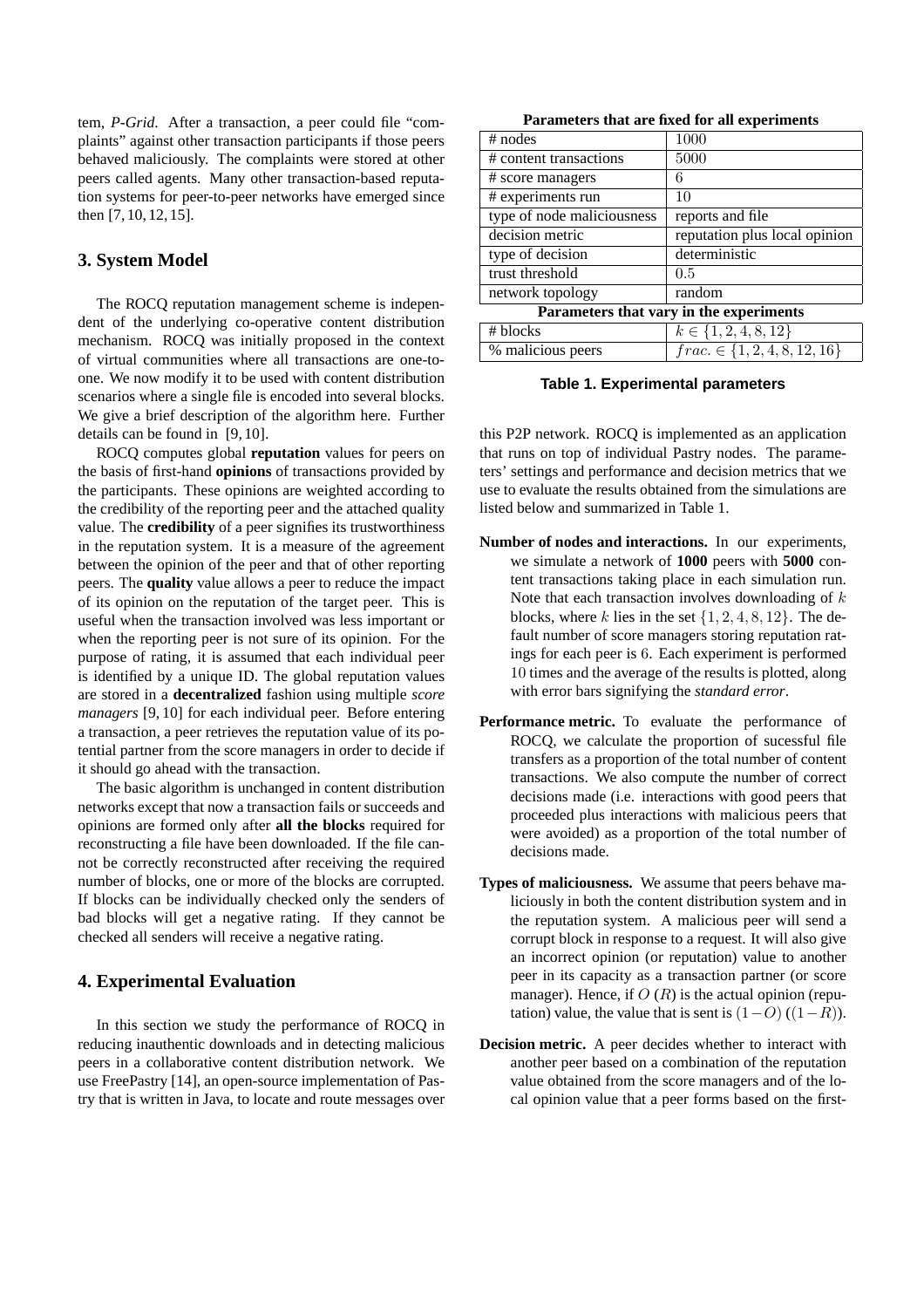tem, *P-Grid*. After a transaction, a peer could file "complaints" against other transaction participants if those peers behaved maliciously. The complaints were stored at other peers called agents. Many other transaction-based reputation systems for peer-to-peer networks have emerged since then [7, 10, 12, 15].

## 3. System Model

The ROCQ reputation management scheme is independent of the underlying co-operative content distribution mechanism. ROCQ was initially proposed in the context of virtual communities where all transactions are one-to-one. We now modify it to be used with content distribution scenarios where a single file is encoded into several blocks. We give a brief description of the algorithm here. Further details can be found in [9, 10].

ROCQ computes global **reputation** values for peers on the basis of first-hand **opinions** of transactions provided by the participants. These opinions are weighted according to the credibility of the reporting peer and the attached quality value. The **credibility** of a peer signifies its trustworthiness in the reputation system. It is a measure of the agreement between the opinion of the peer and that of other reporting peers. The **quality** value allows a peer to reduce the impact of its opinion on the reputation of the target peer. This is useful when the transaction involved was less important or when the reporting peer is not sure of its opinion. For the purpose of rating, it is assumed that each individual peer is identified by a unique ID. The global reputation values are stored in a **decentralized** fashion using multiple *score managers* [9, 10] for each individual peer. Before entering a transaction, a peer retrieves the reputation value of its potential partner from the score managers in order to decide if it should go ahead with the transaction.

The basic algorithm is unchanged in content distribution networks except that now a transaction fails or succeeds and opinions are formed only after **all the blocks** required for reconstructing a file have been downloaded. If the file cannot be correctly reconstructed after receiving the required number of blocks, one or more of the blocks are corrupted. If blocks can be individually checked only the senders of bad blocks will get a negative rating. If they cannot be checked all senders will receive a negative rating.

## 4. Experimental Evaluation

In this section we study the performance of ROCQ in reducing inauthentic downloads and in detecting malicious peers in a collaborative content distribution network. We use FreePastry [14], an open-source implementation of Pastry that is written in Java, to locate and route messages over this P2P network. ROCQ is implemented as an application that runs on top of individual Pastry nodes. The parameters' settings and performance and decision metrics that we use to evaluate the results obtained from the simulations are listed below and summarized in Table 1.

| **Parameters that are fixed for all experiments** | |
|---|---|
| # nodes | 1000 |
| # content transactions | 5000 |
| # score managers | 6 |
| # experiments run | 10 |
| type of node maliciousness | reports and file |
| decision metric | reputation plus local opinion |
| type of decision | deterministic |
| trust threshold | 0.5 |
| network topology | random |
| **Parameters that vary in the experiments** | |
| # blocks | $k \in \{1, 2, 4, 8, 12\}$ |
| % malicious peers | $frac. \in \{1, 2, 4, 8, 12, 16\}$ |

**Table 1. Experimental parameters**

- **Number of nodes and interactions.** In our experiments, we simulate a network of **1000** peers with **5000** content transactions taking place in each simulation run. Note that each transaction involves downloading of $k$ blocks, where $k$ lies in the set $\{1, 2, 4, 8, 12\}$. The default number of score managers storing reputation ratings for each peer is 6. Each experiment is performed 10 times and the average of the results is plotted, along with error bars signifying the *standard error*.

- **Performance metric.** To evaluate the performance of ROCQ, we calculate the proportion of sucessful file transfers as a proportion of the total number of content transactions. We also compute the number of correct decisions made (i.e. interactions with good peers that proceeded plus interactions with malicious peers that were avoided) as a proportion of the total number of decisions made.

- **Types of maliciousness.** We assume that peers behave maliciously in both the content distribution system and in the reputation system. A malicious peer will send a corrupt block in response to a request. It will also give an incorrect opinion (or reputation) value to another peer in its capacity as a transaction partner (or score manager). Hence, if $O$ ($R$) is the actual opinion (reputation) value, the value that is sent is $(1-O)$ ($(1-R)$).

- **Decision metric.** A peer decides whether to interact with another peer based on a combination of the reputation value obtained from the score managers and of the local opinion value that a peer forms based on the first-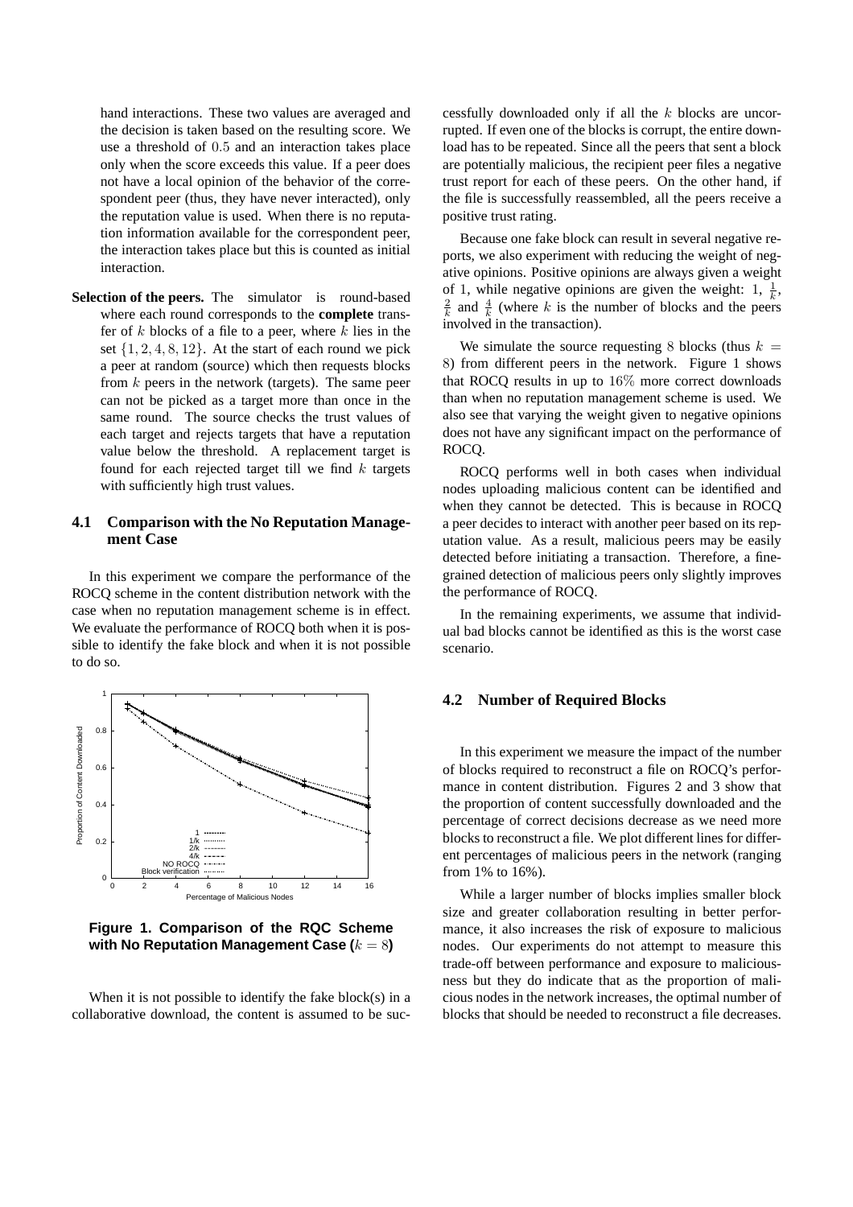hand interactions. These two values are averaged and the decision is taken based on the resulting score. We use a threshold of 0.5 and an interaction takes place only when the score exceeds this value. If a peer does not have a local opinion of the behavior of the correspondent peer (thus, they have never interacted), only the reputation value is used. When there is no reputation information available for the correspondent peer, the interaction takes place but this is counted as initial interaction.

**Selection of the peers.** The simulator is round-based where each round corresponds to the **complete** transfer of $k$ blocks of a file to a peer, where $k$ lies in the set $\{1, 2, 4, 8, 12\}$. At the start of each round we pick a peer at random (source) which then requests blocks from $k$ peers in the network (targets). The same peer can not be picked as a target more than once in the same round. The source checks the trust values of each target and rejects targets that have a reputation value below the threshold. A replacement target is found for each rejected target till we find $k$ targets with sufficiently high trust values.

### 4.1 Comparison with the No Reputation Management Case

In this experiment we compare the performance of the ROCQ scheme in the content distribution network with the case when no reputation management scheme is in effect. We evaluate the performance of ROCQ both when it is possible to identify the fake block and when it is not possible to do so.

**Figure 1. Comparison of the RQC Scheme with No Reputation Management Case ($k = 8$)**

When it is not possible to identify the fake block(s) in a collaborative download, the content is assumed to be successfully downloaded only if all the $k$ blocks are uncorrupted. If even one of the blocks is corrupt, the entire download has to be repeated. Since all the peers that sent a block are potentially malicious, the recipient peer files a negative trust report for each of these peers. On the other hand, if the file is successfully reassembled, all the peers receive a positive trust rating.

Because one fake block can result in several negative reports, we also experiment with reducing the weight of negative opinions. Positive opinions are always given a weight of 1, while negative opinions are given the weight: 1, $\frac{1}{k}$, $\frac{2}{k}$ and $\frac{4}{k}$ (where $k$ is the number of blocks and the peers involved in the transaction).

We simulate the source requesting 8 blocks (thus $k = 8$) from different peers in the network. Figure 1 shows that ROCQ results in up to 16% more correct downloads than when no reputation management scheme is used. We also see that varying the weight given to negative opinions does not have any significant impact on the performance of ROCQ.

ROCQ performs well in both cases when individual nodes uploading malicious content can be identified and when they cannot be detected. This is because in ROCQ a peer decides to interact with another peer based on its reputation value. As a result, malicious peers may be easily detected before initiating a transaction. Therefore, a fine-grained detection of malicious peers only slightly improves the performance of ROCQ.

In the remaining experiments, we assume that individual bad blocks cannot be identified as this is the worst case scenario.

### 4.2 Number of Required Blocks

In this experiment we measure the impact of the number of blocks required to reconstruct a file on ROCQ's performance in content distribution. Figures 2 and 3 show that the proportion of content successfully downloaded and the percentage of correct decisions decrease as we need more blocks to reconstruct a file. We plot different lines for different percentages of malicious peers in the network (ranging from 1% to 16%).

While a larger number of blocks implies smaller block size and greater collaboration resulting in better performance, it also increases the risk of exposure to malicious nodes. Our experiments do not attempt to measure this trade-off between performance and exposure to maliciousness but they do indicate that as the proportion of malicious nodes in the network increases, the optimal number of blocks that should be needed to reconstruct a file decreases.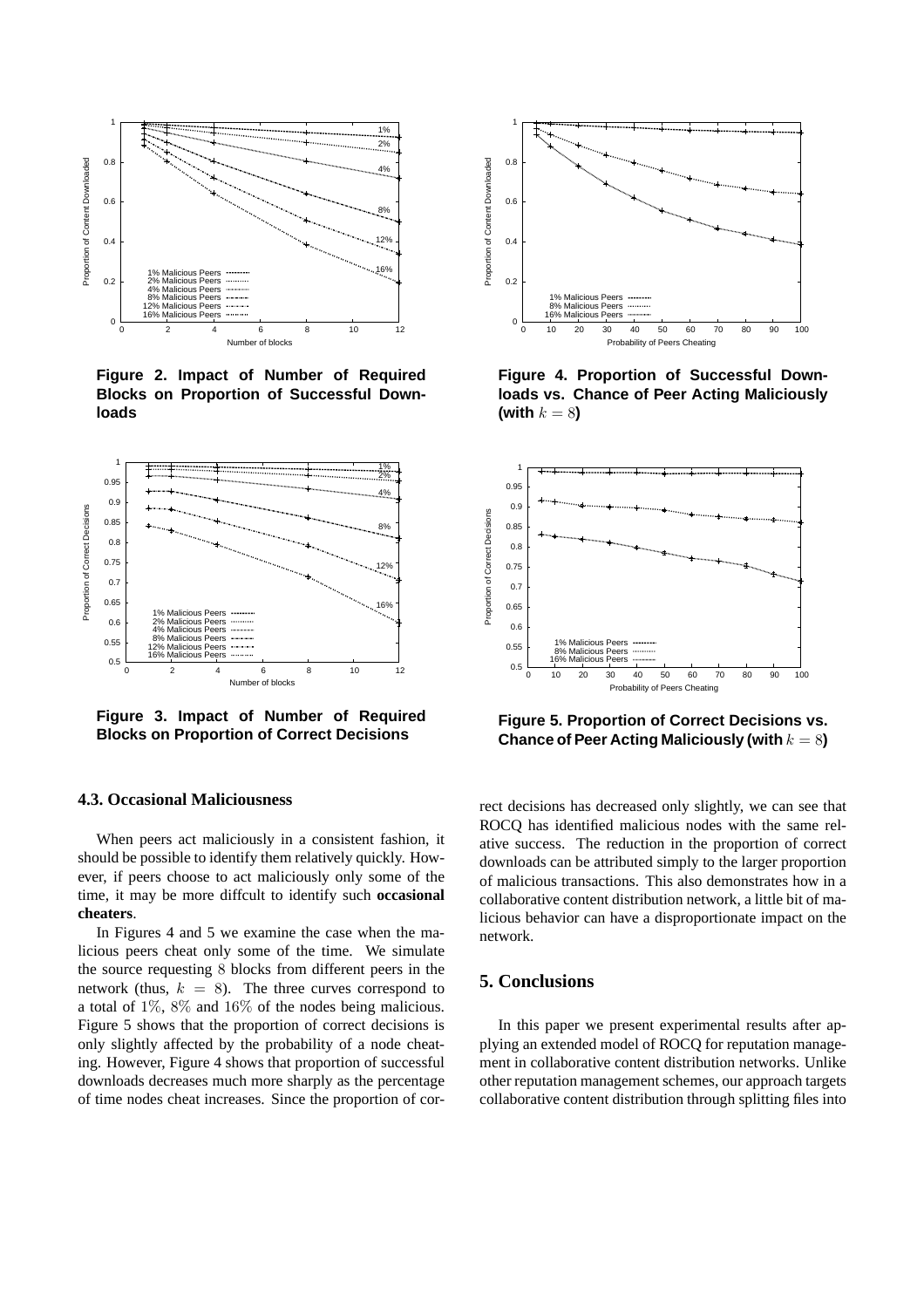**Figure 2. Impact of Number of Required Blocks on Proportion of Successful Downloads**

**Figure 3. Impact of Number of Required Blocks on Proportion of Correct Decisions**

**Figure 4. Proportion of Successful Downloads vs. Chance of Peer Acting Maliciously (with $k = 8$)**

**Figure 5. Proportion of Correct Decisions vs. Chance of Peer Acting Maliciously (with $k = 8$)**

### 4.3. Occasional Maliciousness

When peers act maliciously in a consistent fashion, it should be possible to identify them relatively quickly. However, if peers choose to act maliciously only some of the time, it may be more diffcult to identify such **occasional cheaters**.

In Figures 4 and 5 we examine the case when the malicious peers cheat only some of the time. We simulate the source requesting 8 blocks from different peers in the network (thus, $k = 8$). The three curves correspond to a total of 1%, 8% and 16% of the nodes being malicious. Figure 5 shows that the proportion of correct decisions is only slightly affected by the probability of a node cheating. However, Figure 4 shows that proportion of successful downloads decreases much more sharply as the percentage of time nodes cheat increases. Since the proportion of correct decisions has decreased only slightly, we can see that ROCQ has identified malicious nodes with the same relative success. The reduction in the proportion of correct downloads can be attributed simply to the larger proportion of malicious transactions. This also demonstrates how in a collaborative content distribution network, a little bit of malicious behavior can have a disproportionate impact on the network.

## 5. Conclusions

In this paper we present experimental results after applying an extended model of ROCQ for reputation management in collaborative content distribution networks. Unlike other reputation management schemes, our approach targets collaborative content distribution through splitting files into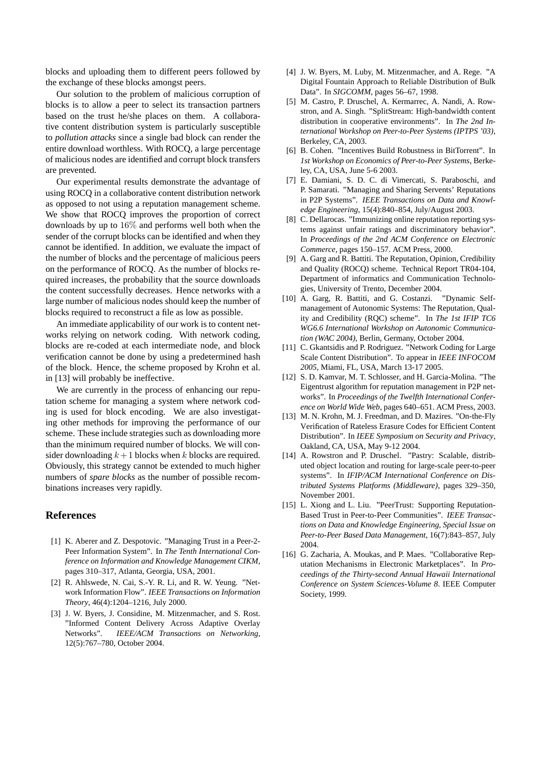blocks and uploading them to different peers followed by the exchange of these blocks amongst peers.

Our solution to the problem of malicious corruption of blocks is to allow a peer to select its transaction partners based on the trust he/she places on them. A collaborative content distribution system is particularly susceptible to *pollution attacks* since a single bad block can render the entire download worthless. With ROCQ, a large percentage of malicious nodes are identified and corrupt block transfers are prevented.

Our experimental results demonstrate the advantage of using ROCQ in a collaborative content distribution network as opposed to not using a reputation management scheme. We show that ROCQ improves the proportion of correct downloads by up to $16\%$ and performs well both when the sender of the corrupt blocks can be identified and when they cannot be identified. In addition, we evaluate the impact of the number of blocks and the percentage of malicious peers on the performance of ROCQ. As the number of blocks required increases, the probability that the source downloads the content successfully decreases. Hence networks with a large number of malicious nodes should keep the number of blocks required to reconstruct a file as low as possible.

An immediate applicability of our work is to content networks relying on network coding. With network coding, blocks are re-coded at each intermediate node, and block verification cannot be done by using a predetermined hash of the block. Hence, the scheme proposed by Krohn et al. in [13] will probably be ineffective.

We are currently in the process of enhancing our reputation scheme for managing a system where network coding is used for block encoding. We are also investigating other methods for improving the performance of our scheme. These include strategies such as downloading more than the minimum required number of blocks. We will consider downloading $k+1$ blocks when $k$ blocks are required. Obviously, this strategy cannot be extended to much higher numbers of *spare blocks* as the number of possible recombinations increases very rapidly.

## References

[1] K. Aberer and Z. Despotovic. "Managing Trust in a Peer-2-Peer Information System". In *The Tenth International Conference on Information and Knowledge Management CIKM*, pages 310–317, Atlanta, Georgia, USA, 2001.

[2] R. Ahlswede, N. Cai, S.-Y. R. Li, and R. W. Yeung. "Network Information Flow". *IEEE Transactions on Information Theory*, 46(4):1204–1216, July 2000.

[3] J. W. Byers, J. Considine, M. Mitzenmacher, and S. Rost. "Informed Content Delivery Across Adaptive Overlay Networks". *IEEE/ACM Transactions on Networking*, 12(5):767–780, October 2004.

[4] J. W. Byers, M. Luby, M. Mitzenmacher, and A. Rege. "A Digital Fountain Approach to Reliable Distribution of Bulk Data". In *SIGCOMM*, pages 56–67, 1998.

[5] M. Castro, P. Druschel, A. Kermarrec, A. Nandi, A. Rowstron, and A. Singh. "SplitStream: High-bandwidth content distribution in cooperative environments". In *The 2nd International Workshop on Peer-to-Peer Systems (IPTPS '03)*, Berkeley, CA, 2003.

[6] B. Cohen. "Incentives Build Robustness in BitTorrent". In *1st Workshop on Economics of Peer-to-Peer Systems*, Berkeley, CA, USA, June 5-6 2003.

[7] E. Damiani, S. D. C. di Vimercati, S. Paraboschi, and P. Samarati. "Managing and Sharing Servents' Reputations in P2P Systems". *IEEE Transactions on Data and Knowledge Engineering*, 15(4):840–854, July/August 2003.

[8] C. Dellarocas. "Immunizing online reputation reporting systems against unfair ratings and discriminatory behavior". In *Proceedings of the 2nd ACM Conference on Electronic Commerce*, pages 150–157. ACM Press, 2000.

[9] A. Garg and R. Battiti. The Reputation, Opinion, Credibility and Quality (ROCQ) scheme. Technical Report TR04-104, Department of informatics and Communication Technologies, University of Trento, December 2004.

[10] A. Garg, R. Battiti, and G. Costanzi. "Dynamic Self-management of Autonomic Systems: The Reputation, Quality and Credibility (RQC) scheme". In *The 1st IFIP TC6 WG6.6 International Workshop on Autonomic Communication (WAC 2004)*, Berlin, Germany, October 2004.

[11] C. Gkantsidis and P. Rodriguez. "Network Coding for Large Scale Content Distribution". To appear in *IEEE INFOCOM 2005*, Miami, FL, USA, March 13-17 2005.

[12] S. D. Kamvar, M. T. Schlosser, and H. Garcia-Molina. "The Eigentrust algorithm for reputation management in P2P networks". In *Proceedings of the Twelfth International Conference on World Wide Web*, pages 640–651. ACM Press, 2003.

[13] M. N. Krohn, M. J. Freedman, and D. Mazires. "On-the-Fly Verification of Rateless Erasure Codes for Efficient Content Distribution". In *IEEE Symposium on Security and Privacy*, Oakland, CA, USA, May 9-12 2004.

[14] A. Rowstron and P. Druschel. "Pastry: Scalable, distributed object location and routing for large-scale peer-to-peer systems". In *IFIP/ACM International Conference on Distributed Systems Platforms (Middleware)*, pages 329–350, November 2001.

[15] L. Xiong and L. Liu. "PeerTrust: Supporting Reputation-Based Trust in Peer-to-Peer Communities". *IEEE Transactions on Data and Knowledge Engineering, Special Issue on Peer-to-Peer Based Data Management*, 16(7):843–857, July 2004.

[16] G. Zacharia, A. Moukas, and P. Maes. "Collaborative Reputation Mechanisms in Electronic Marketplaces". In *Proceedings of the Thirty-second Annual Hawaii International Conference on System Sciences-Volume 8*. IEEE Computer Society, 1999.